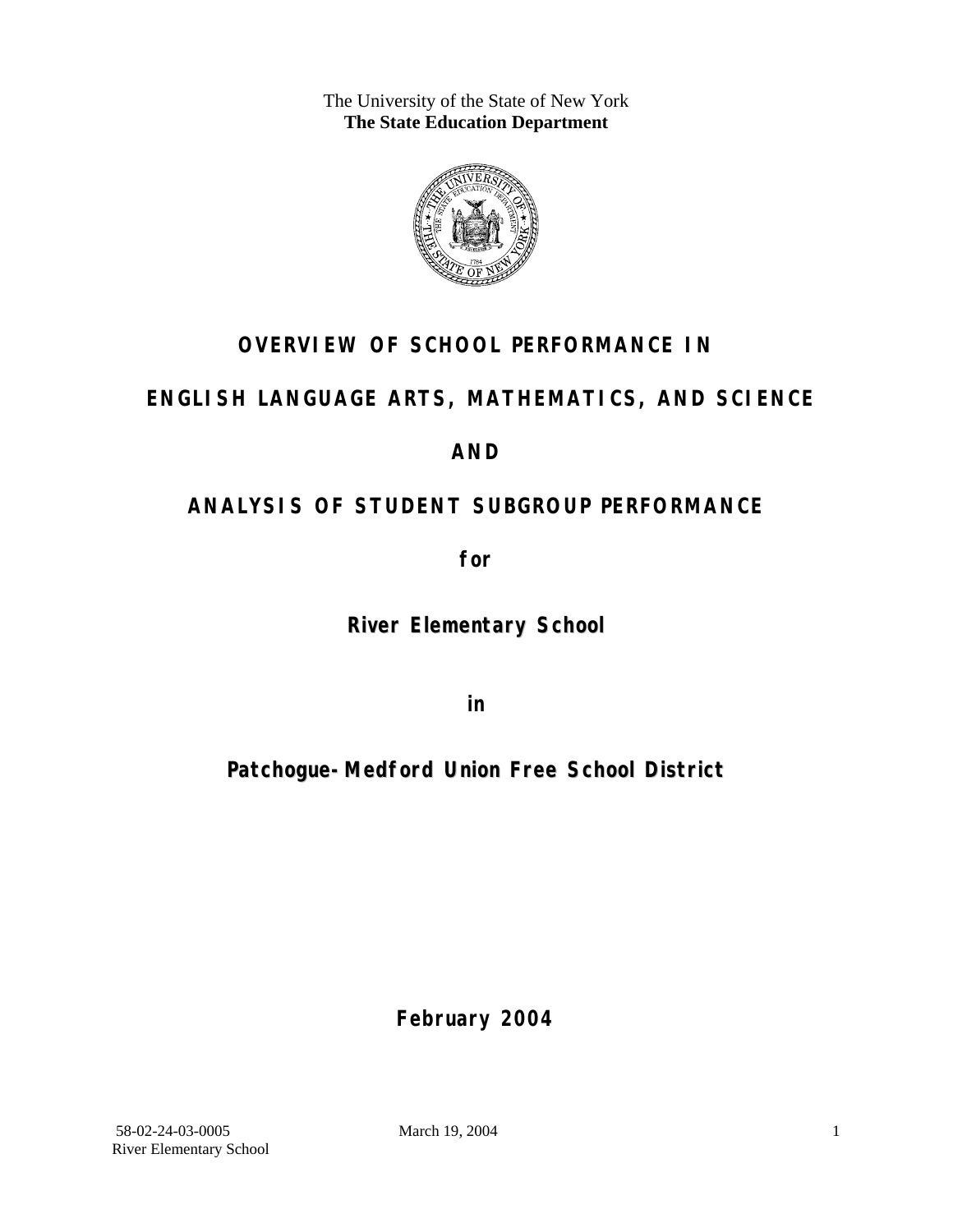The University of the State of New York
**The State Education Department**

# OVERVIEW OF SCHOOL PERFORMANCE IN

# ENGLISH LANGUAGE ARTS, MATHEMATICS, AND SCIENCE

# AND

# ANALYSIS OF STUDENT SUBGROUP PERFORMANCE

**for**

**River Elementary School**

**in**

**Patchogue-Medford Union Free School District**

**February 2004**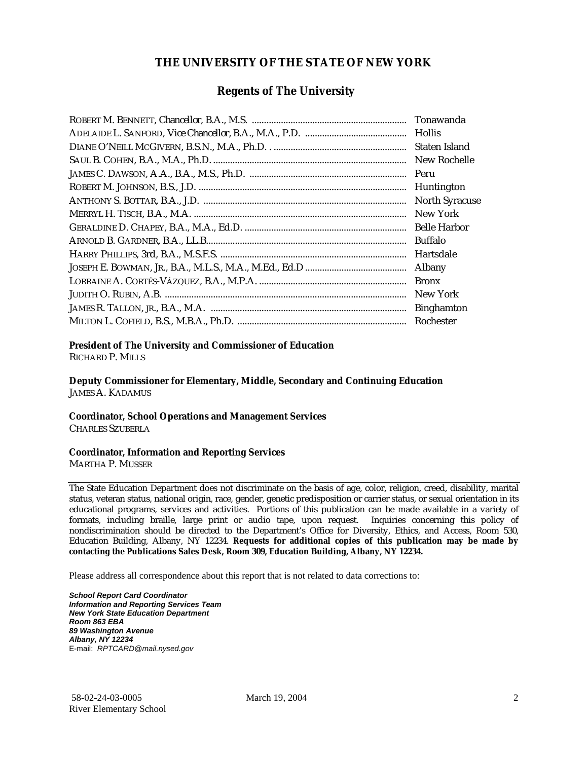# THE UNIVERSITY OF THE STATE OF NEW YORK

## Regents of The University

| | |
|---|---|
| ROBERT M. BENNETT, *Chancellor*, B.A., M.S. | Tonawanda |
| ADELAIDE L. SANFORD, *Vice Chancellor*, B.A., M.A., P.D. | Hollis |
| DIANE O'NEILL MCGIVERN, B.S.N., M.A., Ph.D. | Staten Island |
| SAUL B. COHEN, B.A., M.A., Ph.D. | New Rochelle |
| JAMES C. DAWSON, A.A., B.A., M.S., Ph.D. | Peru |
| ROBERT M. JOHNSON, B.S., J.D. | Huntington |
| ANTHONY S. BOTTAR, B.A., J.D. | North Syracuse |
| MERRYL H. TISCH, B.A., M.A. | New York |
| GERALDINE D. CHAPEY, B.A., M.A., Ed.D. | Belle Harbor |
| ARNOLD B. GARDNER, B.A., LL.B. | Buffalo |
| HARRY PHILLIPS, 3rd, B.A., M.S.F.S. | Hartsdale |
| JOSEPH E. BOWMAN, JR., B.A., M.L.S., M.A., M.Ed., Ed.D | Albany |
| LORRAINE A. CORTÉS-VÁZQUEZ, B.A., M.P.A. | Bronx |
| JUDITH O. RUBIN, A.B. | New York |
| JAMES R. TALLON, JR., B.A., M.A. | Binghamton |
| MILTON L. COFIELD, B.S., M.B.A., Ph.D. | Rochester |

**President of The University and Commissioner of Education**
RICHARD P. MILLS

**Deputy Commissioner for Elementary, Middle, Secondary and Continuing Education**
JAMES A. KADAMUS

**Coordinator, School Operations and Management Services**
CHARLES SZUBERLA

**Coordinator, Information and Reporting Services**
MARTHA P. MUSSER

---

The State Education Department does not discriminate on the basis of age, color, religion, creed, disability, marital status, veteran status, national origin, race, gender, genetic predisposition or carrier status, or sexual orientation in its educational programs, services and activities. Portions of this publication can be made available in a variety of formats, including braille, large print or audio tape, upon request. Inquiries concerning this policy of nondiscrimination should be directed to the Department's Office for Diversity, Ethics, and Access, Room 530, Education Building, Albany, NY 12234. **Requests for additional copies of this publication may be made by contacting the Publications Sales Desk, Room 309, Education Building, Albany, NY 12234.**

Please address all correspondence about this report that is not related to data corrections to:

***School Report Card Coordinator***
***Information and Reporting Services Team***
***New York State Education Department***
***Room 863 EBA***
***89 Washington Avenue***
***Albany, NY 12234***
E-mail: *RPTCARD@mail.nysed.gov*

58-02-24-03-0005 March 19, 2004
River Elementary School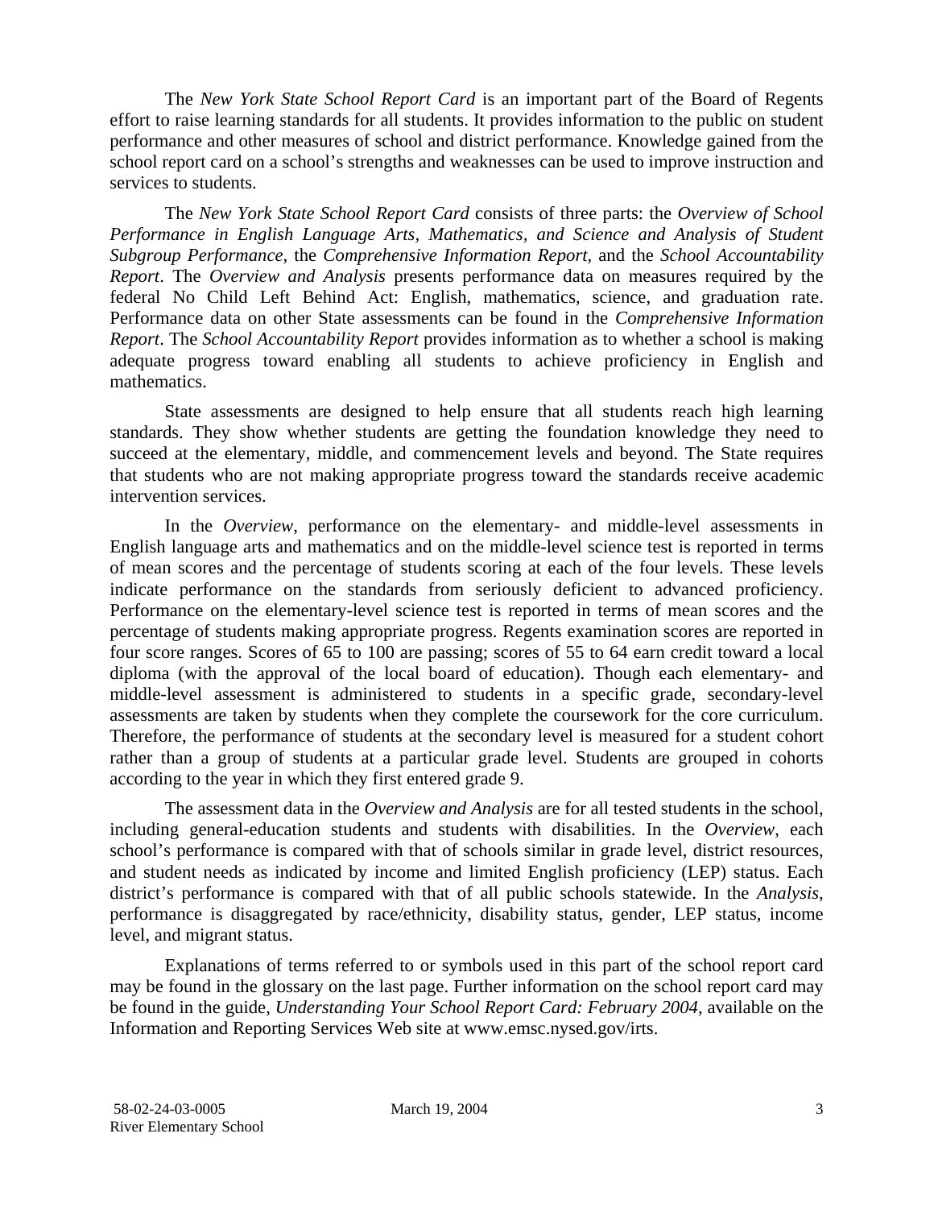The *New York State School Report Card* is an important part of the Board of Regents effort to raise learning standards for all students. It provides information to the public on student performance and other measures of school and district performance. Knowledge gained from the school report card on a school's strengths and weaknesses can be used to improve instruction and services to students.

The *New York State School Report Card* consists of three parts: the *Overview of School Performance in English Language Arts, Mathematics, and Science and Analysis of Student Subgroup Performance,* the *Comprehensive Information Report,* and the *School Accountability Report*. The *Overview and Analysis* presents performance data on measures required by the federal No Child Left Behind Act: English, mathematics, science, and graduation rate. Performance data on other State assessments can be found in the *Comprehensive Information Report*. The *School Accountability Report* provides information as to whether a school is making adequate progress toward enabling all students to achieve proficiency in English and mathematics.

State assessments are designed to help ensure that all students reach high learning standards. They show whether students are getting the foundation knowledge they need to succeed at the elementary, middle, and commencement levels and beyond. The State requires that students who are not making appropriate progress toward the standards receive academic intervention services.

In the *Overview*, performance on the elementary- and middle-level assessments in English language arts and mathematics and on the middle-level science test is reported in terms of mean scores and the percentage of students scoring at each of the four levels. These levels indicate performance on the standards from seriously deficient to advanced proficiency. Performance on the elementary-level science test is reported in terms of mean scores and the percentage of students making appropriate progress. Regents examination scores are reported in four score ranges. Scores of 65 to 100 are passing; scores of 55 to 64 earn credit toward a local diploma (with the approval of the local board of education). Though each elementary- and middle-level assessment is administered to students in a specific grade, secondary-level assessments are taken by students when they complete the coursework for the core curriculum. Therefore, the performance of students at the secondary level is measured for a student cohort rather than a group of students at a particular grade level. Students are grouped in cohorts according to the year in which they first entered grade 9.

The assessment data in the *Overview and Analysis* are for all tested students in the school, including general-education students and students with disabilities. In the *Overview*, each school's performance is compared with that of schools similar in grade level, district resources, and student needs as indicated by income and limited English proficiency (LEP) status. Each district's performance is compared with that of all public schools statewide. In the *Analysis*, performance is disaggregated by race/ethnicity, disability status, gender, LEP status, income level, and migrant status.

Explanations of terms referred to or symbols used in this part of the school report card may be found in the glossary on the last page. Further information on the school report card may be found in the guide, *Understanding Your School Report Card: February 2004*, available on the Information and Reporting Services Web site at www.emsc.nysed.gov/irts.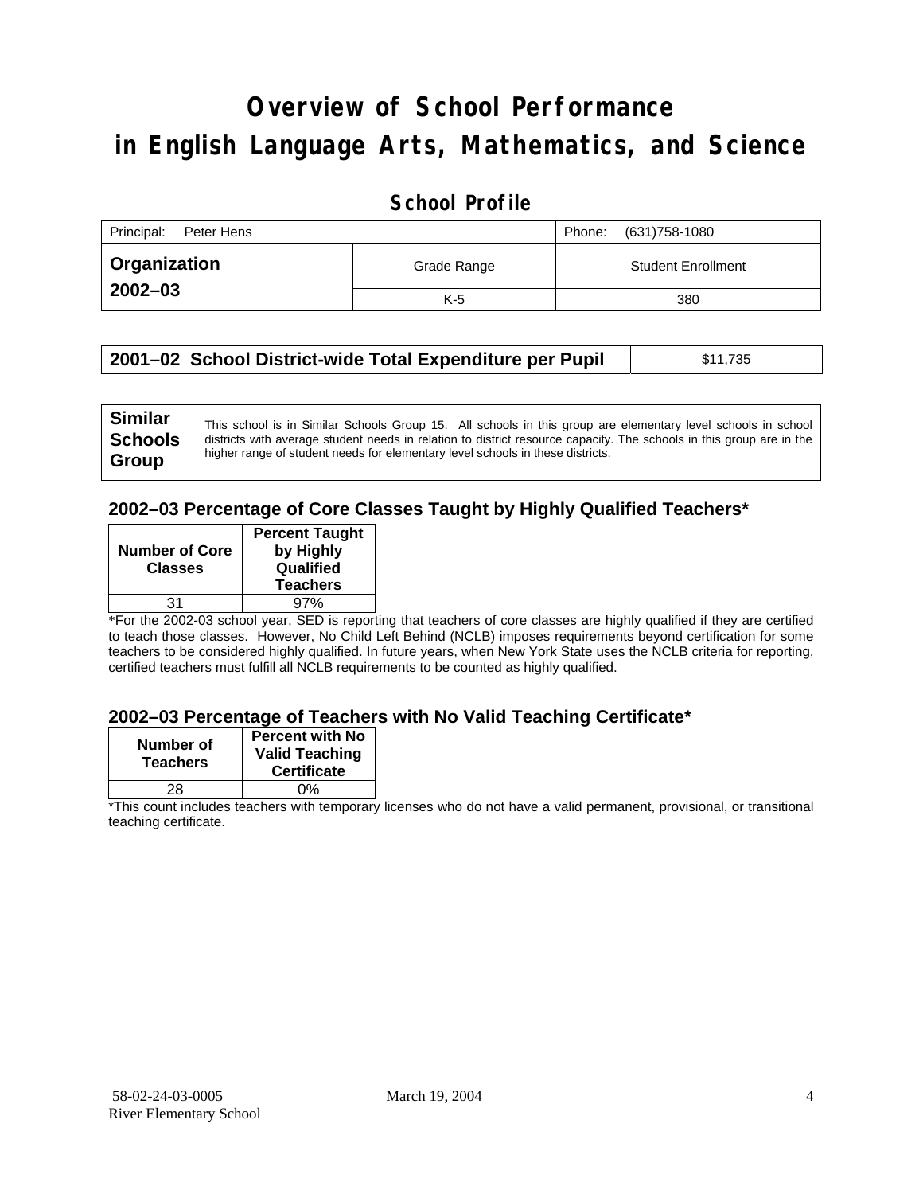# Overview of School Performance in English Language Arts, Mathematics, and Science

## School Profile

| Principal: Peter Hens | | Phone: (631)758-1080 |
|---|---|---|
| **Organization 2002–03** | Grade Range | Student Enrollment |
| | K-5 | 380 |

| **2001–02 School District-wide Total Expenditure per Pupil** | $11,735 |
|---|---|

| **Similar Schools Group** | This school is in Similar Schools Group 15. All schools in this group are elementary level schools in school districts with average student needs in relation to district resource capacity. The schools in this group are in the higher range of student needs for elementary level schools in these districts. |
|---|---|

### 2002–03 Percentage of Core Classes Taught by Highly Qualified Teachers*

| Number of Core Classes | Percent Taught by Highly Qualified Teachers |
|---|---|
| 31 | 97% |

*For the 2002-03 school year, SED is reporting that teachers of core classes are highly qualified if they are certified to teach those classes. However, No Child Left Behind (NCLB) imposes requirements beyond certification for some teachers to be considered highly qualified. In future years, when New York State uses the NCLB criteria for reporting, certified teachers must fulfill all NCLB requirements to be counted as highly qualified.

### 2002–03 Percentage of Teachers with No Valid Teaching Certificate*

| Number of Teachers | Percent with No Valid Teaching Certificate |
|---|---|
| 28 | 0% |

*This count includes teachers with temporary licenses who do not have a valid permanent, provisional, or transitional teaching certificate.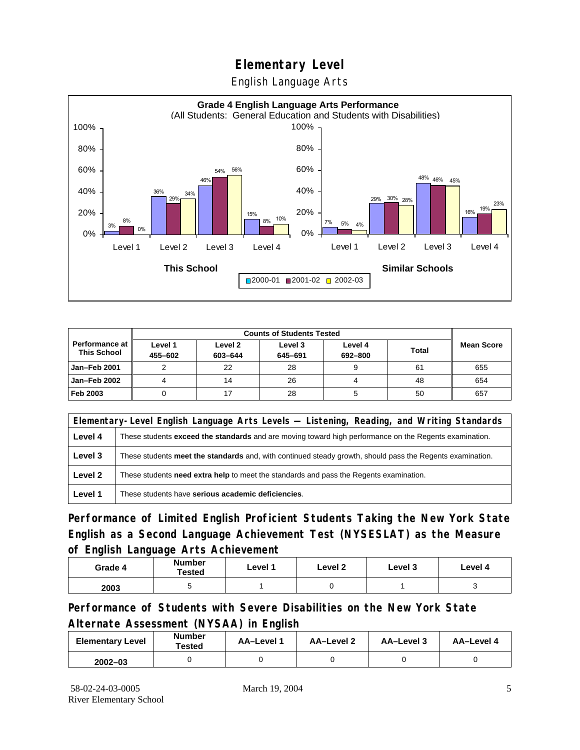# Elementary Level

English Language Arts

**Grade 4 English Language Arts Performance**
(All Students: General Education and Students with Disabilities)

| This School | 2000-01 | 2001-02 | 2002-03 |
|---|---|---|---|
| Level 1 | 3% | 8% | 0% |
| Level 2 | 36% | 29% | 34% |
| Level 3 | 46% | 54% | 56% |
| Level 4 | 15% | 8% | 10% |

| Similar Schools | 2000-01 | 2001-02 | 2002-03 |
|---|---|---|---|
| Level 1 | 7% | 5% | 4% |
| Level 2 | 29% | 30% | 28% |
| Level 3 | 48% | 46% | 45% |
| Level 4 | 16% | 19% | 23% |

| Performance at This School | Counts of Students Tested | | | | | Mean Score |
|---|---|---|---|---|---|---|
| | Level 1 455–602 | Level 2 603–644 | Level 3 645–691 | Level 4 692–800 | Total | |
| Jan–Feb 2001 | 2 | 22 | 28 | 9 | 61 | 655 |
| Jan–Feb 2002 | 4 | 14 | 26 | 4 | 48 | 654 |
| Feb 2003 | 0 | 17 | 28 | 5 | 50 | 657 |

| Elementary-Level English Language Arts Levels — Listening, Reading, and Writing Standards | |
|---|---|
| Level 4 | These students **exceed the standards** and are moving toward high performance on the Regents examination. |
| Level 3 | These students **meet the standards** and, with continued steady growth, should pass the Regents examination. |
| Level 2 | These students **need extra help** to meet the standards and pass the Regents examination. |
| Level 1 | These students have **serious academic deficiencies**. |

## Performance of Limited English Proficient Students Taking the New York State English as a Second Language Achievement Test (NYSESLAT) as the Measure of English Language Arts Achievement

| Grade 4 | Number Tested | Level 1 | Level 2 | Level 3 | Level 4 |
|---|---|---|---|---|---|
| 2003 | 5 | 1 | 0 | 1 | 3 |

## Performance of Students with Severe Disabilities on the New York State Alternate Assessment (NYSAA) in English

| Elementary Level | Number Tested | AA–Level 1 | AA–Level 2 | AA–Level 3 | AA–Level 4 |
|---|---|---|---|---|---|
| 2002–03 | 0 | 0 | 0 | 0 | 0 |

58-02-24-03-0005
River Elementary School

March 19, 2004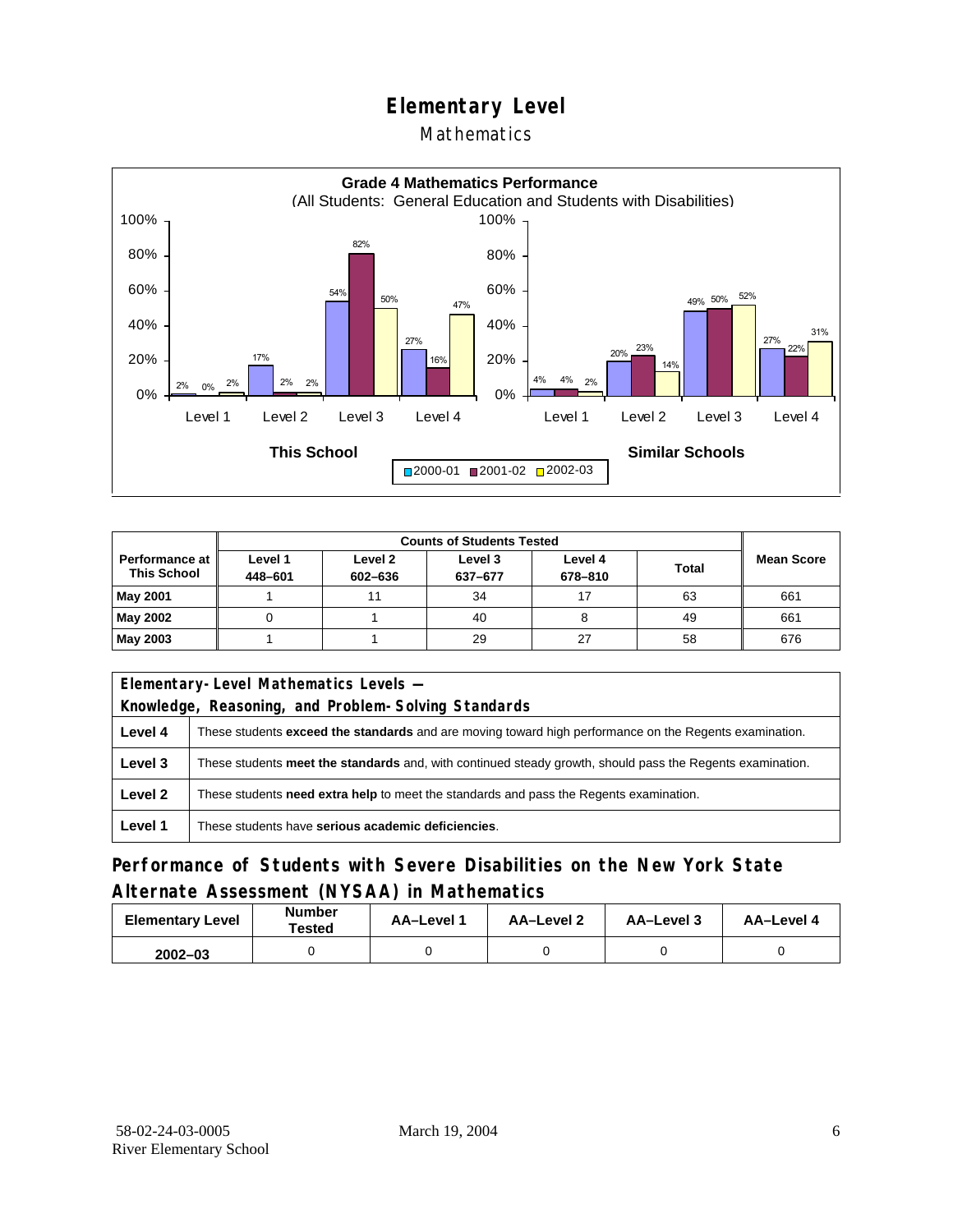# Elementary Level

## Mathematics

**Grade 4 Mathematics Performance**
(All Students: General Education and Students with Disabilities)

| | This School 2000-01 | This School 2001-02 | This School 2002-03 | Similar Schools 2000-01 | Similar Schools 2001-02 | Similar Schools 2002-03 |
|---|---|---|---|---|---|---|
| Level 1 | 2% | 0% | 2% | 4% | 4% | 2% |
| Level 2 | 17% | 2% | 2% | 20% | 23% | 14% |
| Level 3 | 54% | 82% | 50% | 49% | 50% | 52% |
| Level 4 | 27% | 16% | 47% | 27% | 22% | 31% |

| Performance at This School | Counts of Students Tested | | | | | Mean Score |
|---|---|---|---|---|---|---|
| | Level 1 448–601 | Level 2 602–636 | Level 3 637–677 | Level 4 678–810 | Total | |
| **May 2001** | 1 | 11 | 34 | 17 | 63 | 661 |
| **May 2002** | 0 | 1 | 40 | 8 | 49 | 661 |
| **May 2003** | 1 | 1 | 29 | 27 | 58 | 676 |

| Elementary-Level Mathematics Levels — Knowledge, Reasoning, and Problem-Solving Standards | |
|---|---|
| **Level 4** | These students **exceed the standards** and are moving toward high performance on the Regents examination. |
| **Level 3** | These students **meet the standards** and, with continued steady growth, should pass the Regents examination. |
| **Level 2** | These students **need extra help** to meet the standards and pass the Regents examination. |
| **Level 1** | These students have **serious academic deficiencies**. |

## Performance of Students with Severe Disabilities on the New York State Alternate Assessment (NYSAA) in Mathematics

| Elementary Level | Number Tested | AA–Level 1 | AA–Level 2 | AA–Level 3 | AA–Level 4 |
|---|---|---|---|---|---|
| 2002–03 | 0 | 0 | 0 | 0 | 0 |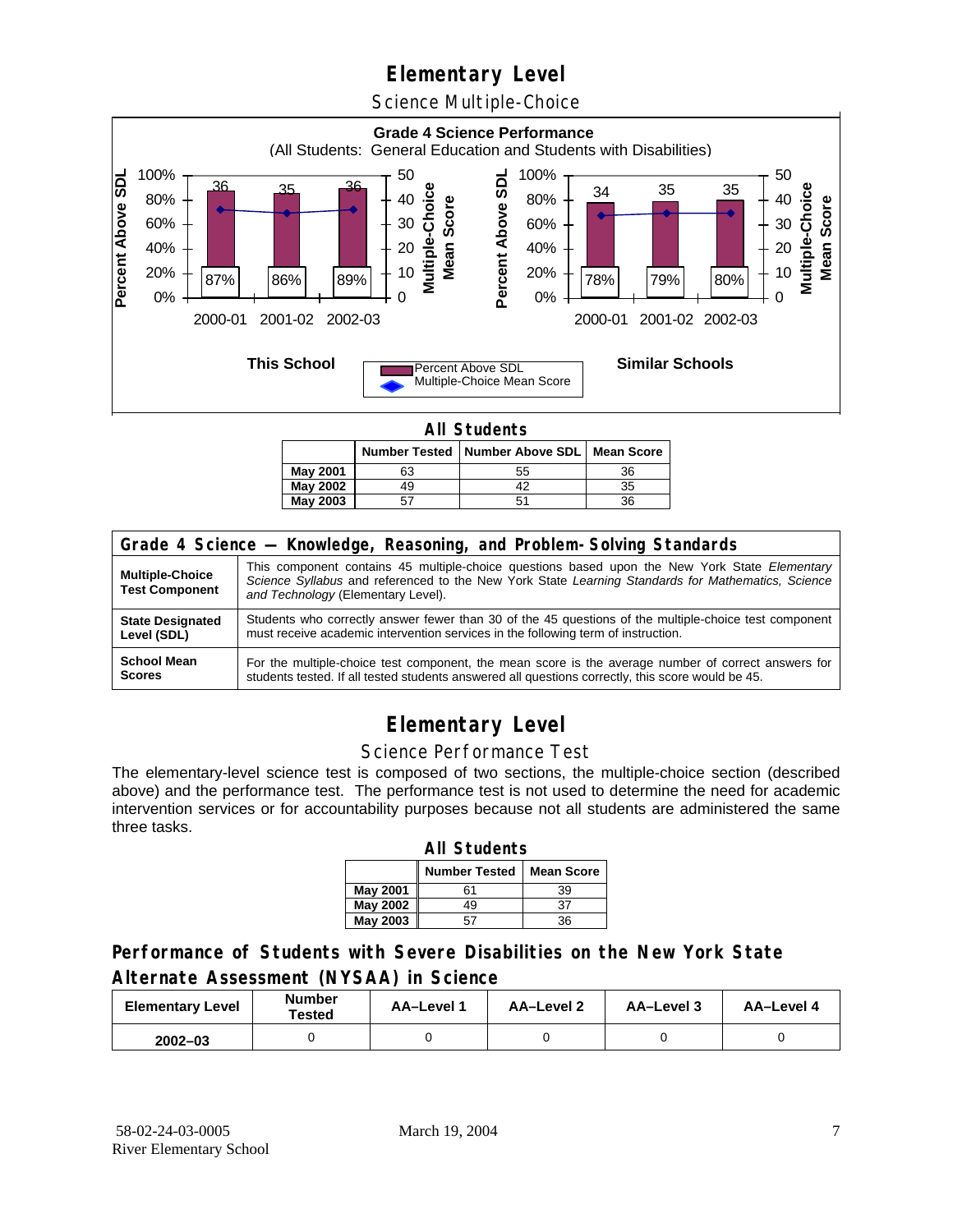# Elementary Level

## Science Multiple-Choice

**Grade 4 Science Performance**
(All Students: General Education and Students with Disabilities)

**This School**

| Year | Percent Above SDL | Multiple-Choice Mean Score |
|---|---|---|
| 2000-01 | 87% | 36 |
| 2001-02 | 86% | 35 |
| 2002-03 | 89% | 36 |

**Similar Schools**

| Year | Percent Above SDL | Multiple-Choice Mean Score |
|---|---|---|
| 2000-01 | 78% | 34 |
| 2001-02 | 79% | 35 |
| 2002-03 | 80% | 35 |

**All Students**

| | Number Tested | Number Above SDL | Mean Score |
|---|---|---|---|
| May 2001 | 63 | 55 | 36 |
| May 2002 | 49 | 42 | 35 |
| May 2003 | 57 | 51 | 36 |

| Grade 4 Science — Knowledge, Reasoning, and Problem-Solving Standards | |
|---|---|
| **Multiple-Choice Test Component** | This component contains 45 multiple-choice questions based upon the New York State *Elementary Science Syllabus* and referenced to the New York State *Learning Standards for Mathematics, Science and Technology* (Elementary Level). |
| **State Designated Level (SDL)** | Students who correctly answer fewer than 30 of the 45 questions of the multiple-choice test component must receive academic intervention services in the following term of instruction. |
| **School Mean Scores** | For the multiple-choice test component, the mean score is the average number of correct answers for students tested. If all tested students answered all questions correctly, this score would be 45. |

# Elementary Level

## Science Performance Test

The elementary-level science test is composed of two sections, the multiple-choice section (described above) and the performance test. The performance test is not used to determine the need for academic intervention services or for accountability purposes because not all students are administered the same three tasks.

**All Students**

| | Number Tested | Mean Score |
|---|---|---|
| May 2001 | 61 | 39 |
| May 2002 | 49 | 37 |
| May 2003 | 57 | 36 |

## Performance of Students with Severe Disabilities on the New York State Alternate Assessment (NYSAA) in Science

| Elementary Level | Number Tested | AA–Level 1 | AA–Level 2 | AA–Level 3 | AA–Level 4 |
|---|---|---|---|---|---|
| 2002–03 | 0 | 0 | 0 | 0 | 0 |

58-02-24-03-0005
River Elementary School

March 19, 2004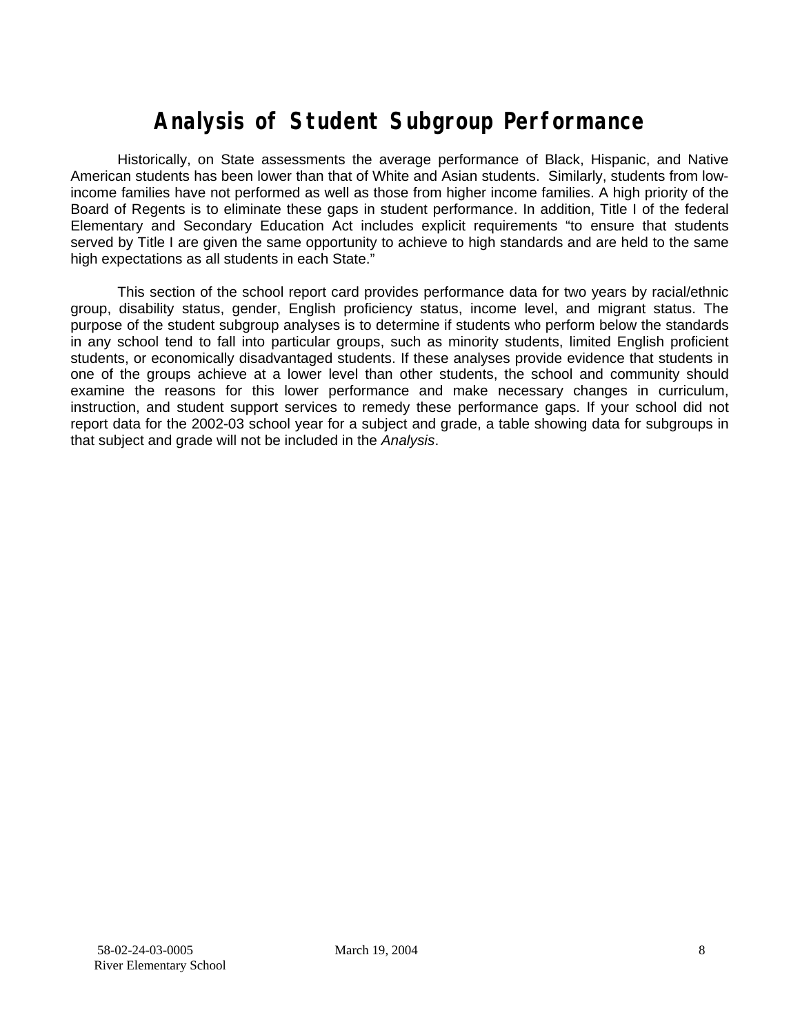# Analysis of Student Subgroup Performance

Historically, on State assessments the average performance of Black, Hispanic, and Native American students has been lower than that of White and Asian students. Similarly, students from low-income families have not performed as well as those from higher income families. A high priority of the Board of Regents is to eliminate these gaps in student performance. In addition, Title I of the federal Elementary and Secondary Education Act includes explicit requirements "to ensure that students served by Title I are given the same opportunity to achieve to high standards and are held to the same high expectations as all students in each State."

This section of the school report card provides performance data for two years by racial/ethnic group, disability status, gender, English proficiency status, income level, and migrant status. The purpose of the student subgroup analyses is to determine if students who perform below the standards in any school tend to fall into particular groups, such as minority students, limited English proficient students, or economically disadvantaged students. If these analyses provide evidence that students in one of the groups achieve at a lower level than other students, the school and community should examine the reasons for this lower performance and make necessary changes in curriculum, instruction, and student support services to remedy these performance gaps. If your school did not report data for the 2002-03 school year for a subject and grade, a table showing data for subgroups in that subject and grade will not be included in the *Analysis*.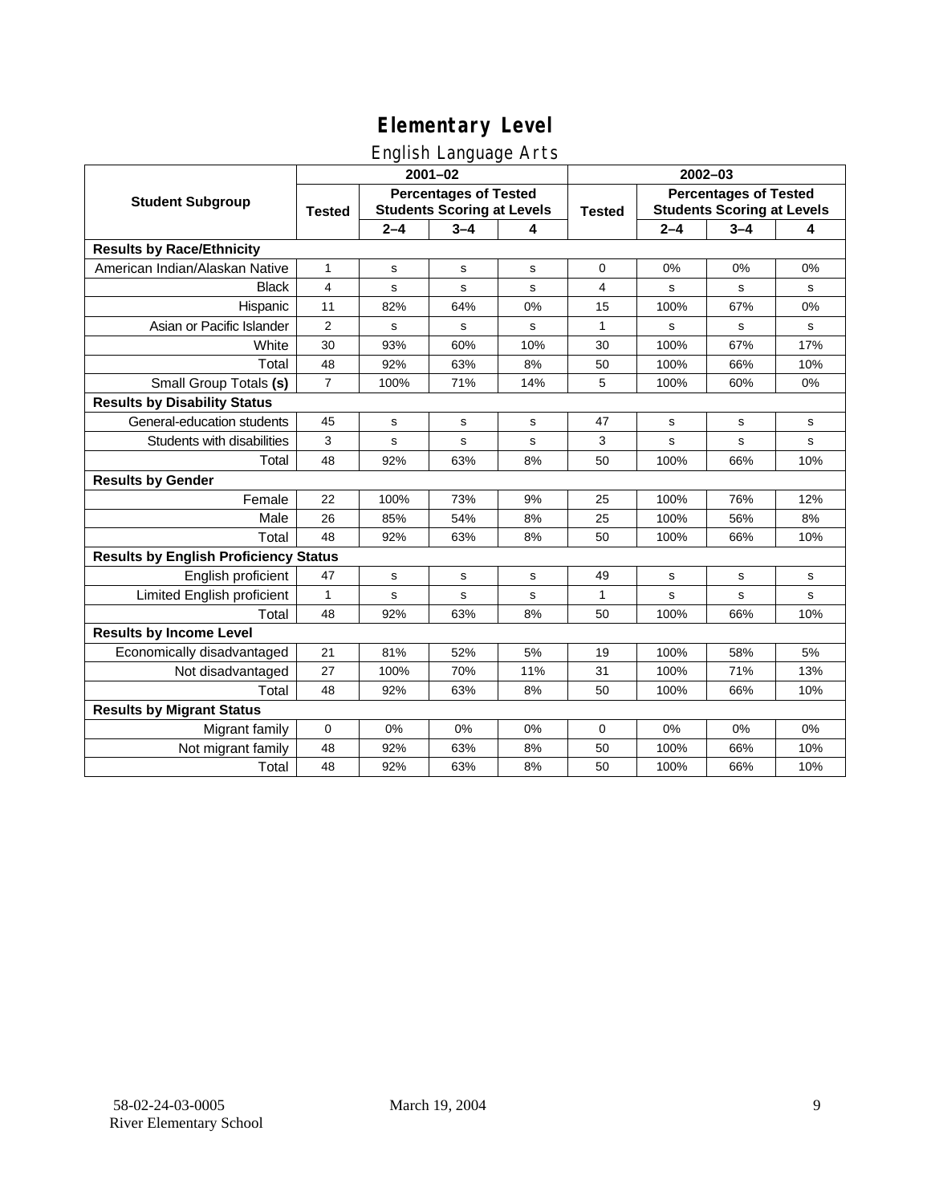# Elementary Level

## English Language Arts

| Student Subgroup | 2001–02 | | | | 2002–03 | | | |
|---|---|---|---|---|---|---|---|---|
| | Tested | Percentages of Tested Students Scoring at Levels | | | Tested | Percentages of Tested Students Scoring at Levels | | |
| | | 2–4 | 3–4 | 4 | | 2–4 | 3–4 | 4 |
| **Results by Race/Ethnicity** | | | | | | | | |
| American Indian/Alaskan Native | 1 | s | s | s | 0 | 0% | 0% | 0% |
| Black | 4 | s | s | s | 4 | s | s | s |
| Hispanic | 11 | 82% | 64% | 0% | 15 | 100% | 67% | 0% |
| Asian or Pacific Islander | 2 | s | s | s | 1 | s | s | s |
| White | 30 | 93% | 60% | 10% | 30 | 100% | 67% | 17% |
| Total | 48 | 92% | 63% | 8% | 50 | 100% | 66% | 10% |
| Small Group Totals **(s)** | 7 | 100% | 71% | 14% | 5 | 100% | 60% | 0% |
| **Results by Disability Status** | | | | | | | | |
| General-education students | 45 | s | s | s | 47 | s | s | s |
| Students with disabilities | 3 | s | s | s | 3 | s | s | s |
| Total | 48 | 92% | 63% | 8% | 50 | 100% | 66% | 10% |
| **Results by Gender** | | | | | | | | |
| Female | 22 | 100% | 73% | 9% | 25 | 100% | 76% | 12% |
| Male | 26 | 85% | 54% | 8% | 25 | 100% | 56% | 8% |
| Total | 48 | 92% | 63% | 8% | 50 | 100% | 66% | 10% |
| **Results by English Proficiency Status** | | | | | | | | |
| English proficient | 47 | s | s | s | 49 | s | s | s |
| Limited English proficient | 1 | s | s | s | 1 | s | s | s |
| Total | 48 | 92% | 63% | 8% | 50 | 100% | 66% | 10% |
| **Results by Income Level** | | | | | | | | |
| Economically disadvantaged | 21 | 81% | 52% | 5% | 19 | 100% | 58% | 5% |
| Not disadvantaged | 27 | 100% | 70% | 11% | 31 | 100% | 71% | 13% |
| Total | 48 | 92% | 63% | 8% | 50 | 100% | 66% | 10% |
| **Results by Migrant Status** | | | | | | | | |
| Migrant family | 0 | 0% | 0% | 0% | 0 | 0% | 0% | 0% |
| Not migrant family | 48 | 92% | 63% | 8% | 50 | 100% | 66% | 10% |
| Total | 48 | 92% | 63% | 8% | 50 | 100% | 66% | 10% |

58-02-24-03-0005
River Elementary School

March 19, 2004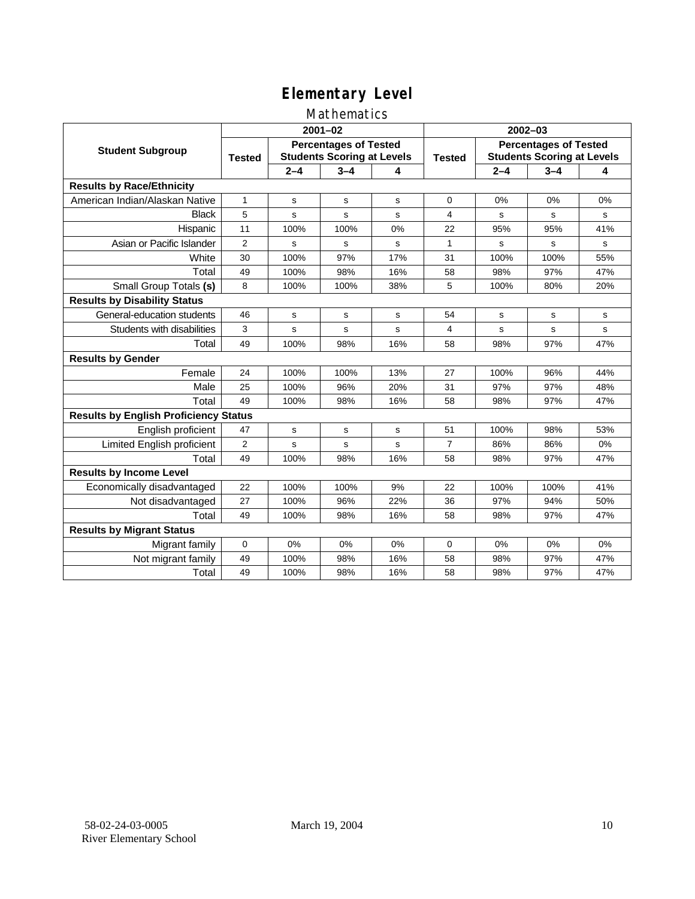# Elementary Level

## Mathematics

| Student Subgroup | 2001–02 | | | | 2002–03 | | | |
|---|---|---|---|---|---|---|---|---|
| | Tested | Percentages of Tested Students Scoring at Levels | | | Tested | Percentages of Tested Students Scoring at Levels | | |
| | | 2–4 | 3–4 | 4 | | 2–4 | 3–4 | 4 |
| **Results by Race/Ethnicity** | | | | | | | | |
| American Indian/Alaskan Native | 1 | s | s | s | 0 | 0% | 0% | 0% |
| Black | 5 | s | s | s | 4 | s | s | s |
| Hispanic | 11 | 100% | 100% | 0% | 22 | 95% | 95% | 41% |
| Asian or Pacific Islander | 2 | s | s | s | 1 | s | s | s |
| White | 30 | 100% | 97% | 17% | 31 | 100% | 100% | 55% |
| Total | 49 | 100% | 98% | 16% | 58 | 98% | 97% | 47% |
| Small Group Totals **(s)** | 8 | 100% | 100% | 38% | 5 | 100% | 80% | 20% |
| **Results by Disability Status** | | | | | | | | |
| General-education students | 46 | s | s | s | 54 | s | s | s |
| Students with disabilities | 3 | s | s | s | 4 | s | s | s |
| Total | 49 | 100% | 98% | 16% | 58 | 98% | 97% | 47% |
| **Results by Gender** | | | | | | | | |
| Female | 24 | 100% | 100% | 13% | 27 | 100% | 96% | 44% |
| Male | 25 | 100% | 96% | 20% | 31 | 97% | 97% | 48% |
| Total | 49 | 100% | 98% | 16% | 58 | 98% | 97% | 47% |
| **Results by English Proficiency Status** | | | | | | | | |
| English proficient | 47 | s | s | s | 51 | 100% | 98% | 53% |
| Limited English proficient | 2 | s | s | s | 7 | 86% | 86% | 0% |
| Total | 49 | 100% | 98% | 16% | 58 | 98% | 97% | 47% |
| **Results by Income Level** | | | | | | | | |
| Economically disadvantaged | 22 | 100% | 100% | 9% | 22 | 100% | 100% | 41% |
| Not disadvantaged | 27 | 100% | 96% | 22% | 36 | 97% | 94% | 50% |
| Total | 49 | 100% | 98% | 16% | 58 | 98% | 97% | 47% |
| **Results by Migrant Status** | | | | | | | | |
| Migrant family | 0 | 0% | 0% | 0% | 0 | 0% | 0% | 0% |
| Not migrant family | 49 | 100% | 98% | 16% | 58 | 98% | 97% | 47% |
| Total | 49 | 100% | 98% | 16% | 58 | 98% | 97% | 47% |

58-02-24-03-0005
River Elementary School

March 19, 2004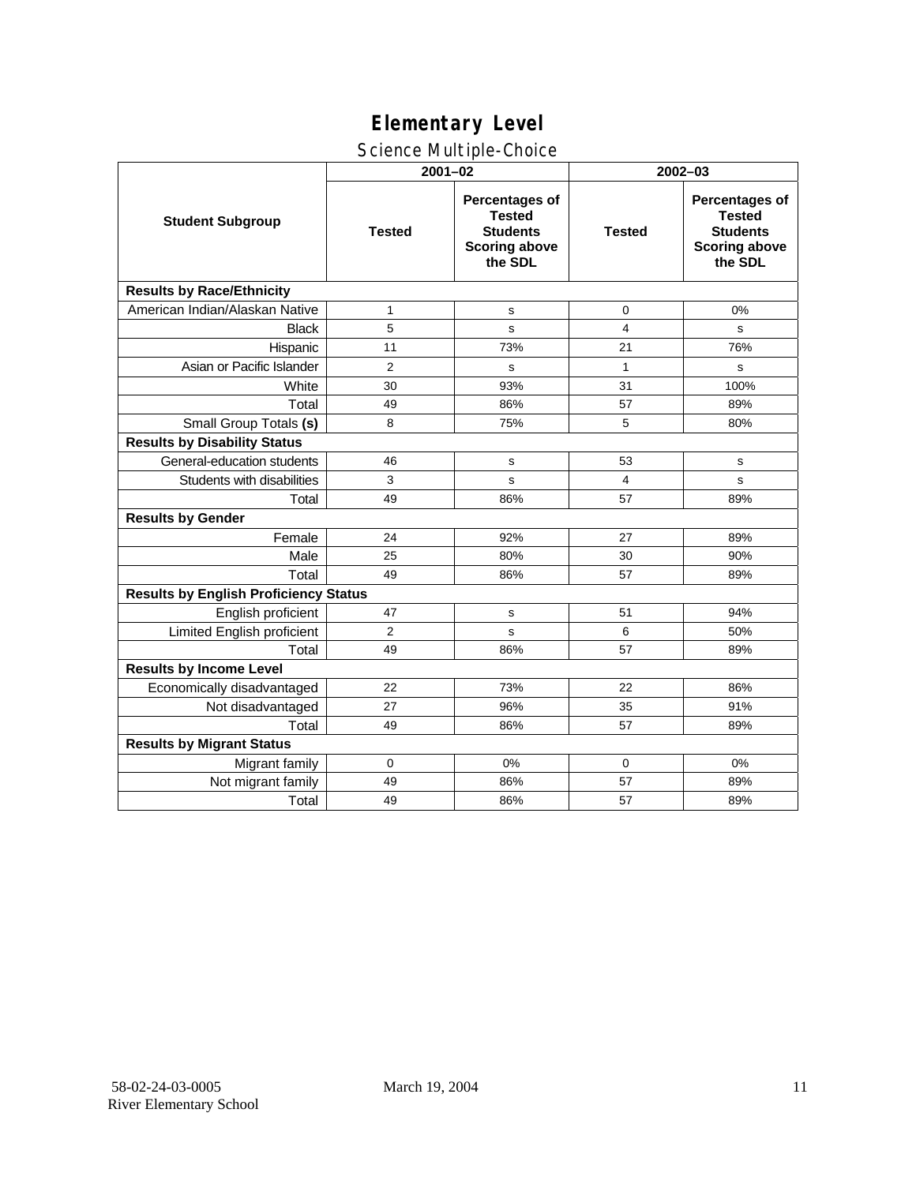# Elementary Level

## Science Multiple-Choice

| Student Subgroup | 2001–02 | | 2002–03 | |
|---|---|---|---|---|
| | Tested | Percentages of Tested Students Scoring above the SDL | Tested | Percentages of Tested Students Scoring above the SDL |
| **Results by Race/Ethnicity** | | | | |
| American Indian/Alaskan Native | 1 | s | 0 | 0% |
| Black | 5 | s | 4 | s |
| Hispanic | 11 | 73% | 21 | 76% |
| Asian or Pacific Islander | 2 | s | 1 | s |
| White | 30 | 93% | 31 | 100% |
| Total | 49 | 86% | 57 | 89% |
| Small Group Totals **(s)** | 8 | 75% | 5 | 80% |
| **Results by Disability Status** | | | | |
| General-education students | 46 | s | 53 | s |
| Students with disabilities | 3 | s | 4 | s |
| Total | 49 | 86% | 57 | 89% |
| **Results by Gender** | | | | |
| Female | 24 | 92% | 27 | 89% |
| Male | 25 | 80% | 30 | 90% |
| Total | 49 | 86% | 57 | 89% |
| **Results by English Proficiency Status** | | | | |
| English proficient | 47 | s | 51 | 94% |
| Limited English proficient | 2 | s | 6 | 50% |
| Total | 49 | 86% | 57 | 89% |
| **Results by Income Level** | | | | |
| Economically disadvantaged | 22 | 73% | 22 | 86% |
| Not disadvantaged | 27 | 96% | 35 | 91% |
| Total | 49 | 86% | 57 | 89% |
| **Results by Migrant Status** | | | | |
| Migrant family | 0 | 0% | 0 | 0% |
| Not migrant family | 49 | 86% | 57 | 89% |
| Total | 49 | 86% | 57 | 89% |

58-02-24-03-0005
River Elementary School

March 19, 2004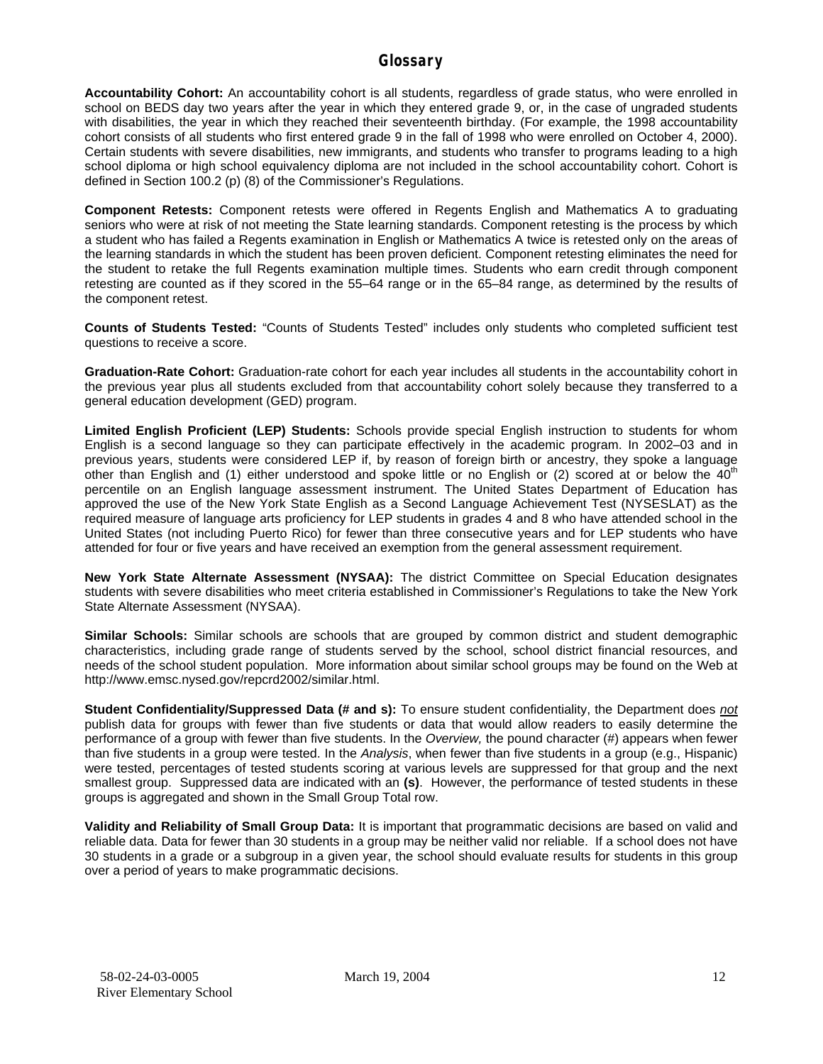# Glossary

**Accountability Cohort:** An accountability cohort is all students, regardless of grade status, who were enrolled in school on BEDS day two years after the year in which they entered grade 9, or, in the case of ungraded students with disabilities, the year in which they reached their seventeenth birthday. (For example, the 1998 accountability cohort consists of all students who first entered grade 9 in the fall of 1998 who were enrolled on October 4, 2000). Certain students with severe disabilities, new immigrants, and students who transfer to programs leading to a high school diploma or high school equivalency diploma are not included in the school accountability cohort. Cohort is defined in Section 100.2 (p) (8) of the Commissioner's Regulations.

**Component Retests:** Component retests were offered in Regents English and Mathematics A to graduating seniors who were at risk of not meeting the State learning standards. Component retesting is the process by which a student who has failed a Regents examination in English or Mathematics A twice is retested only on the areas of the learning standards in which the student has been proven deficient. Component retesting eliminates the need for the student to retake the full Regents examination multiple times. Students who earn credit through component retesting are counted as if they scored in the 55–64 range or in the 65–84 range, as determined by the results of the component retest.

**Counts of Students Tested:** "Counts of Students Tested" includes only students who completed sufficient test questions to receive a score.

**Graduation-Rate Cohort:** Graduation-rate cohort for each year includes all students in the accountability cohort in the previous year plus all students excluded from that accountability cohort solely because they transferred to a general education development (GED) program.

**Limited English Proficient (LEP) Students:** Schools provide special English instruction to students for whom English is a second language so they can participate effectively in the academic program. In 2002–03 and in previous years, students were considered LEP if, by reason of foreign birth or ancestry, they spoke a language other than English and (1) either understood and spoke little or no English or (2) scored at or below the 40th percentile on an English language assessment instrument. The United States Department of Education has approved the use of the New York State English as a Second Language Achievement Test (NYSESLAT) as the required measure of language arts proficiency for LEP students in grades 4 and 8 who have attended school in the United States (not including Puerto Rico) for fewer than three consecutive years and for LEP students who have attended for four or five years and have received an exemption from the general assessment requirement.

**New York State Alternate Assessment (NYSAA):** The district Committee on Special Education designates students with severe disabilities who meet criteria established in Commissioner's Regulations to take the New York State Alternate Assessment (NYSAA).

**Similar Schools:** Similar schools are schools that are grouped by common district and student demographic characteristics, including grade range of students served by the school, school district financial resources, and needs of the school student population. More information about similar school groups may be found on the Web at http://www.emsc.nysed.gov/repcrd2002/similar.html.

**Student Confidentiality/Suppressed Data (# and s):** To ensure student confidentiality, the Department does *not* publish data for groups with fewer than five students or data that would allow readers to easily determine the performance of a group with fewer than five students. In the *Overview,* the pound character (#) appears when fewer than five students in a group were tested. In the *Analysis*, when fewer than five students in a group (e.g., Hispanic) were tested, percentages of tested students scoring at various levels are suppressed for that group and the next smallest group. Suppressed data are indicated with an **(s)**. However, the performance of tested students in these groups is aggregated and shown in the Small Group Total row.

**Validity and Reliability of Small Group Data:** It is important that programmatic decisions are based on valid and reliable data. Data for fewer than 30 students in a group may be neither valid nor reliable. If a school does not have 30 students in a grade or a subgroup in a given year, the school should evaluate results for students in this group over a period of years to make programmatic decisions.